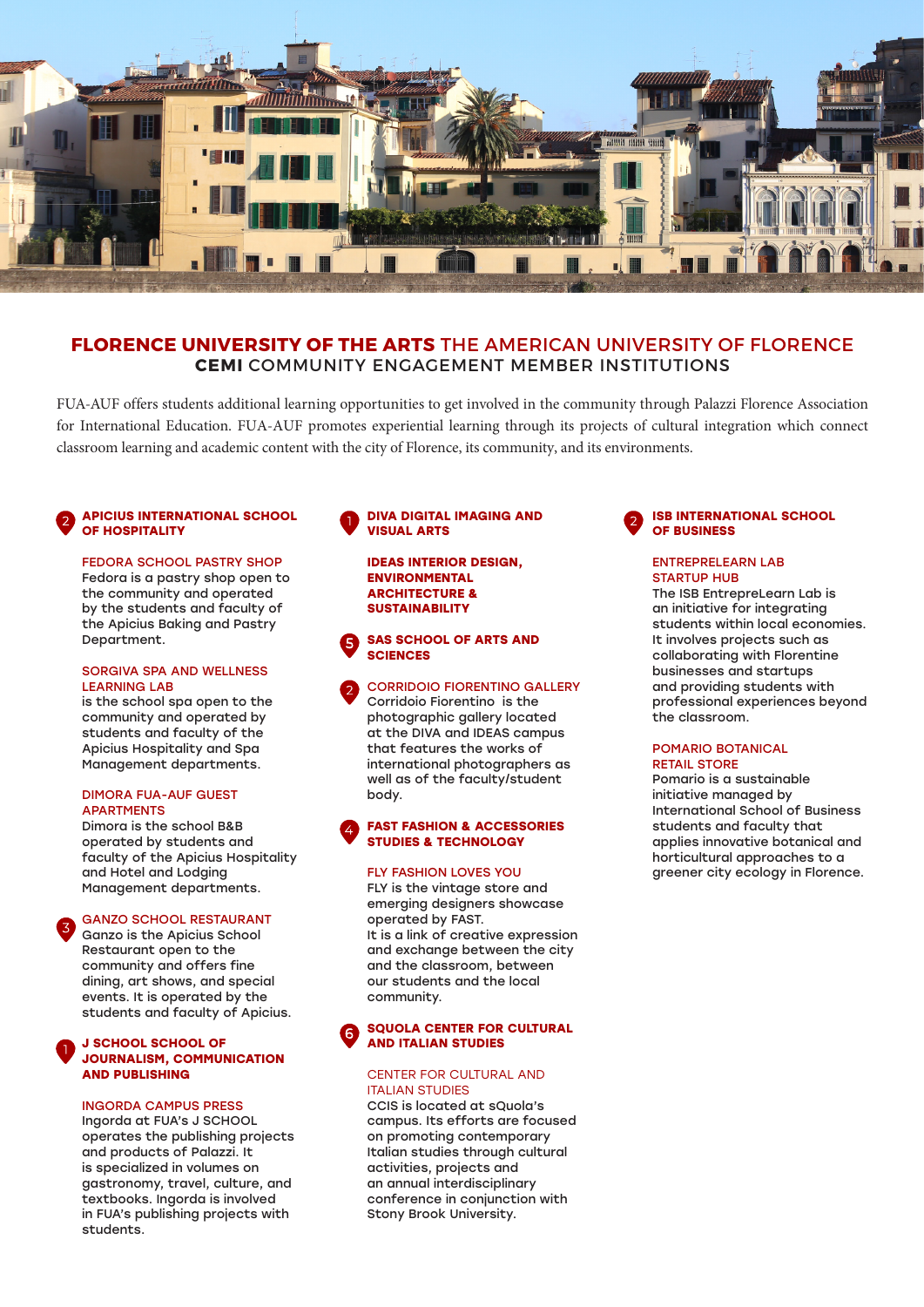# FLORENCE UNIVERSITY OF THE ARTS THE AMERICAN UNIVERSITY OF FLORENCE

## CEMI COMMUNITY ENGAGEMENT MEMBER INSTITUTIONS

FUA-AUF offers students additional learning opportunities to get involved in the community through Palazzi Florence Association for International Education. FUA-AUF promotes experiential learning through its projects of cultural integration which connect classroom learning and academic content with the city of Florence, its community, and its environments.

### 2 APICIUS INTERNATIONAL SCHOOL OF HOSPITALITY

**FEDORA SCHOOL PASTRY SHOP**
Fedora is a pastry shop open to the community and operated by the students and faculty of the Apicius Baking and Pastry Department.

**SORGIVA SPA AND WELLNESS LEARNING LAB**
is the school spa open to the community and operated by students and faculty of the Apicius Hospitality and Spa Management departments.

**DIMORA FUA-AUF GUEST APARTMENTS**
Dimora is the school B&B operated by students and faculty of the Apicius Hospitality and Hotel and Lodging Management departments.

**3 GANZO SCHOOL RESTAURANT**
Ganzo is the Apicius School Restaurant open to the community and offers fine dining, art shows, and special events. It is operated by the students and faculty of Apicius.

### 1 J SCHOOL SCHOOL OF JOURNALISM, COMMUNICATION AND PUBLISHING

**INGORDA CAMPUS PRESS**
Ingorda at FUA's J SCHOOL operates the publishing projects and products of Palazzi. It is specialized in volumes on gastronomy, travel, culture, and textbooks. Ingorda is involved in FUA's publishing projects with students.

### 1 DIVA DIGITAL IMAGING AND VISUAL ARTS

### IDEAS INTERIOR DESIGN, ENVIRONMENTAL ARCHITECTURE & SUSTAINABILITY

### 5 SAS SCHOOL OF ARTS AND SCIENCES

**2 CORRIDOIO FIORENTINO GALLERY**
Corridoio Fiorentino is the photographic gallery located at the DIVA and IDEAS campus that features the works of international photographers as well as of the faculty/student body.

### 4 FAST FASHION & ACCESSORIES STUDIES & TECHNOLOGY

**FLY FASHION LOVES YOU**
FLY is the vintage store and emerging designers showcase operated by FAST.
It is a link of creative expression and exchange between the city and the classroom, between our students and the local community.

### 6 SQUOLA CENTER FOR CULTURAL AND ITALIAN STUDIES

**CENTER FOR CULTURAL AND ITALIAN STUDIES**
CCIS is located at sQuola's campus. Its efforts are focused on promoting contemporary Italian studies through cultural activities, projects and an annual interdisciplinary conference in conjunction with Stony Brook University.

### 2 ISB INTERNATIONAL SCHOOL OF BUSINESS

**ENTREPRELEARN LAB STARTUP HUB**
The ISB EntrepreLearn Lab is an initiative for integrating students within local economies. It involves projects such as collaborating with Florentine businesses and startups and providing students with professional experiences beyond the classroom.

**POMARIO BOTANICAL RETAIL STORE**
Pomario is a sustainable initiative managed by International School of Business students and faculty that applies innovative botanical and horticultural approaches to a greener city ecology in Florence.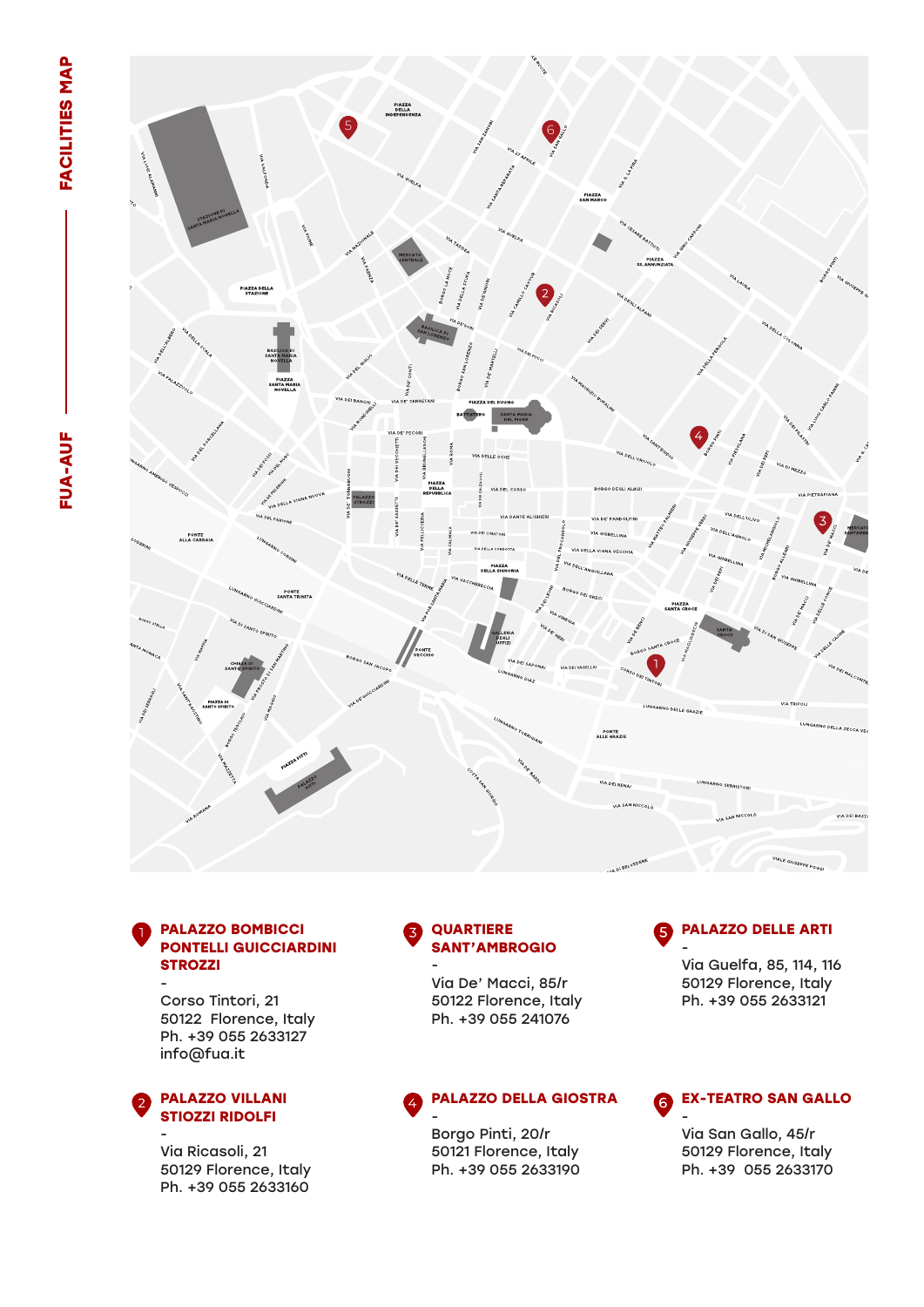FUA-AUF — FACILITIES MAP

1. **PALAZZO BOMBICCI PONTELLI GUICCIARDINI STROZZI**
   -
   Corso Tintori, 21
   50122 Florence, Italy
   Ph. +39 055 2633127
   info@fua.it

2. **PALAZZO VILLANI STIOZZI RIDOLFI**
   -
   Via Ricasoli, 21
   50129 Florence, Italy
   Ph. +39 055 2633160

3. **QUARTIERE SANT'AMBROGIO**
   -
   Via De' Macci, 85/r
   50122 Florence, Italy
   Ph. +39 055 241076

4. **PALAZZO DELLA GIOSTRA**
   -
   Borgo Pinti, 20/r
   50121 Florence, Italy
   Ph. +39 055 2633190

5. **PALAZZO DELLE ARTI**
   -
   Via Guelfa, 85, 114, 116
   50129 Florence, Italy
   Ph. +39 055 2633121

6. **EX-TEATRO SAN GALLO**
   -
   Via San Gallo, 45/r
   50129 Florence, Italy
   Ph. +39 055 2633170